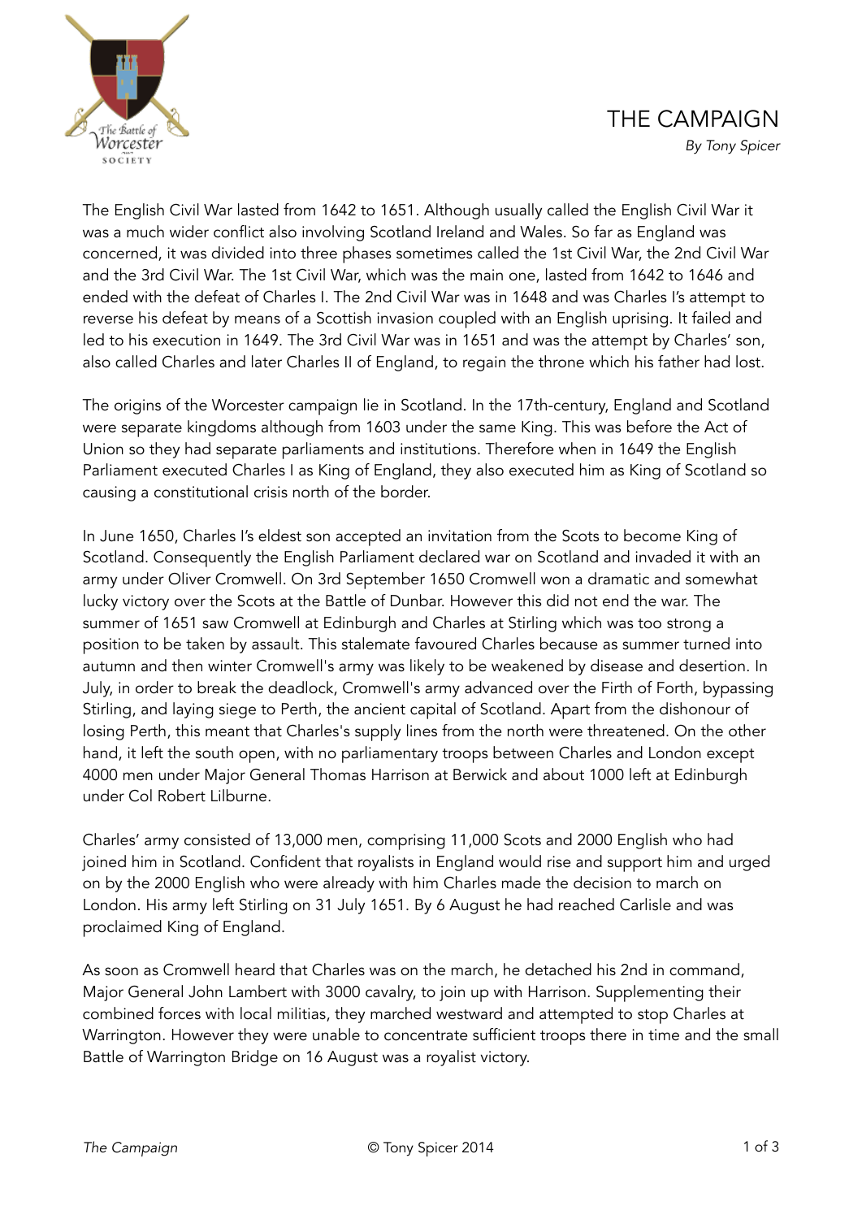# THE CAMPAIGN

*By Tony Spicer*

The English Civil War lasted from 1642 to 1651. Although usually called the English Civil War it was a much wider conflict also involving Scotland Ireland and Wales. So far as England was concerned, it was divided into three phases sometimes called the 1st Civil War, the 2nd Civil War and the 3rd Civil War. The 1st Civil War, which was the main one, lasted from 1642 to 1646 and ended with the defeat of Charles I. The 2nd Civil War was in 1648 and was Charles I's attempt to reverse his defeat by means of a Scottish invasion coupled with an English uprising. It failed and led to his execution in 1649. The 3rd Civil War was in 1651 and was the attempt by Charles' son, also called Charles and later Charles II of England, to regain the throne which his father had lost.

The origins of the Worcester campaign lie in Scotland. In the 17th-century, England and Scotland were separate kingdoms although from 1603 under the same King. This was before the Act of Union so they had separate parliaments and institutions. Therefore when in 1649 the English Parliament executed Charles I as King of England, they also executed him as King of Scotland so causing a constitutional crisis north of the border.

In June 1650, Charles I's eldest son accepted an invitation from the Scots to become King of Scotland. Consequently the English Parliament declared war on Scotland and invaded it with an army under Oliver Cromwell. On 3rd September 1650 Cromwell won a dramatic and somewhat lucky victory over the Scots at the Battle of Dunbar. However this did not end the war. The summer of 1651 saw Cromwell at Edinburgh and Charles at Stirling which was too strong a position to be taken by assault. This stalemate favoured Charles because as summer turned into autumn and then winter Cromwell's army was likely to be weakened by disease and desertion. In July, in order to break the deadlock, Cromwell's army advanced over the Firth of Forth, bypassing Stirling, and laying siege to Perth, the ancient capital of Scotland. Apart from the dishonour of losing Perth, this meant that Charles's supply lines from the north were threatened. On the other hand, it left the south open, with no parliamentary troops between Charles and London except 4000 men under Major General Thomas Harrison at Berwick and about 1000 left at Edinburgh under Col Robert Lilburne.

Charles' army consisted of 13,000 men, comprising 11,000 Scots and 2000 English who had joined him in Scotland. Confident that royalists in England would rise and support him and urged on by the 2000 English who were already with him Charles made the decision to march on London. His army left Stirling on 31 July 1651. By 6 August he had reached Carlisle and was proclaimed King of England.

As soon as Cromwell heard that Charles was on the march, he detached his 2nd in command, Major General John Lambert with 3000 cavalry, to join up with Harrison. Supplementing their combined forces with local militias, they marched westward and attempted to stop Charles at Warrington. However they were unable to concentrate sufficient troops there in time and the small Battle of Warrington Bridge on 16 August was a royalist victory.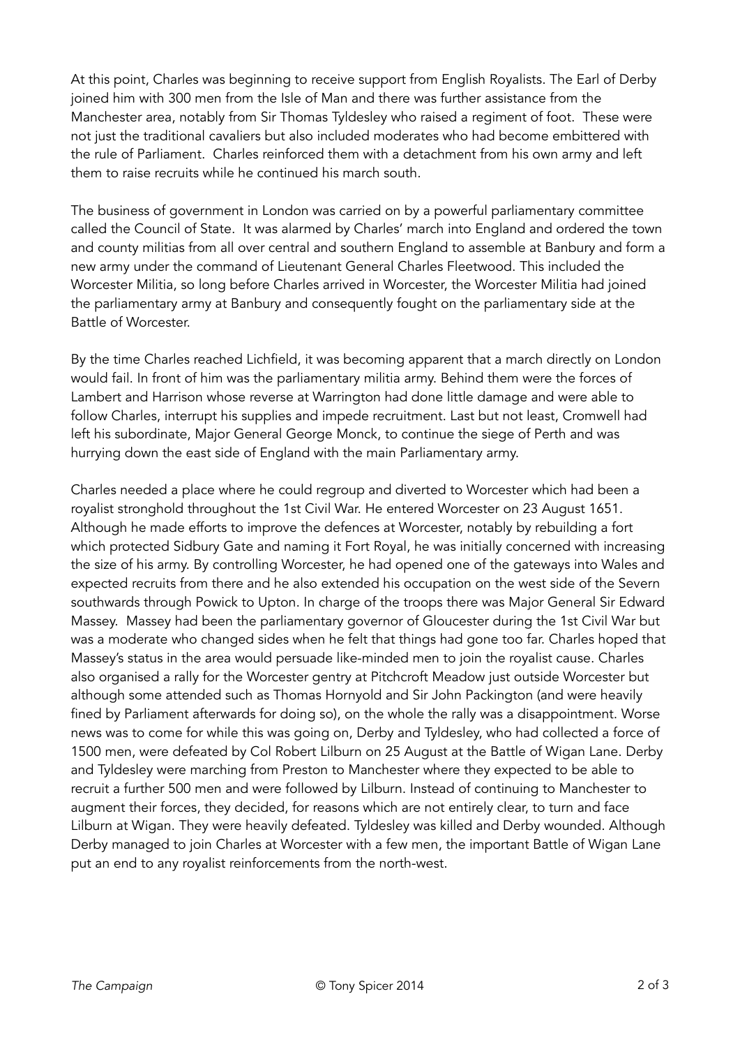At this point, Charles was beginning to receive support from English Royalists. The Earl of Derby joined him with 300 men from the Isle of Man and there was further assistance from the Manchester area, notably from Sir Thomas Tyldesley who raised a regiment of foot. These were not just the traditional cavaliers but also included moderates who had become embittered with the rule of Parliament. Charles reinforced them with a detachment from his own army and left them to raise recruits while he continued his march south.

The business of government in London was carried on by a powerful parliamentary committee called the Council of State. It was alarmed by Charles' march into England and ordered the town and county militias from all over central and southern England to assemble at Banbury and form a new army under the command of Lieutenant General Charles Fleetwood. This included the Worcester Militia, so long before Charles arrived in Worcester, the Worcester Militia had joined the parliamentary army at Banbury and consequently fought on the parliamentary side at the Battle of Worcester.

By the time Charles reached Lichfield, it was becoming apparent that a march directly on London would fail. In front of him was the parliamentary militia army. Behind them were the forces of Lambert and Harrison whose reverse at Warrington had done little damage and were able to follow Charles, interrupt his supplies and impede recruitment. Last but not least, Cromwell had left his subordinate, Major General George Monck, to continue the siege of Perth and was hurrying down the east side of England with the main Parliamentary army.

Charles needed a place where he could regroup and diverted to Worcester which had been a royalist stronghold throughout the 1st Civil War. He entered Worcester on 23 August 1651. Although he made efforts to improve the defences at Worcester, notably by rebuilding a fort which protected Sidbury Gate and naming it Fort Royal, he was initially concerned with increasing the size of his army. By controlling Worcester, he had opened one of the gateways into Wales and expected recruits from there and he also extended his occupation on the west side of the Severn southwards through Powick to Upton. In charge of the troops there was Major General Sir Edward Massey. Massey had been the parliamentary governor of Gloucester during the 1st Civil War but was a moderate who changed sides when he felt that things had gone too far. Charles hoped that Massey's status in the area would persuade like-minded men to join the royalist cause. Charles also organised a rally for the Worcester gentry at Pitchcroft Meadow just outside Worcester but although some attended such as Thomas Hornyold and Sir John Packington (and were heavily fined by Parliament afterwards for doing so), on the whole the rally was a disappointment. Worse news was to come for while this was going on, Derby and Tyldesley, who had collected a force of 1500 men, were defeated by Col Robert Lilburn on 25 August at the Battle of Wigan Lane. Derby and Tyldesley were marching from Preston to Manchester where they expected to be able to recruit a further 500 men and were followed by Lilburn. Instead of continuing to Manchester to augment their forces, they decided, for reasons which are not entirely clear, to turn and face Lilburn at Wigan. They were heavily defeated. Tyldesley was killed and Derby wounded. Although Derby managed to join Charles at Worcester with a few men, the important Battle of Wigan Lane put an end to any royalist reinforcements from the north-west.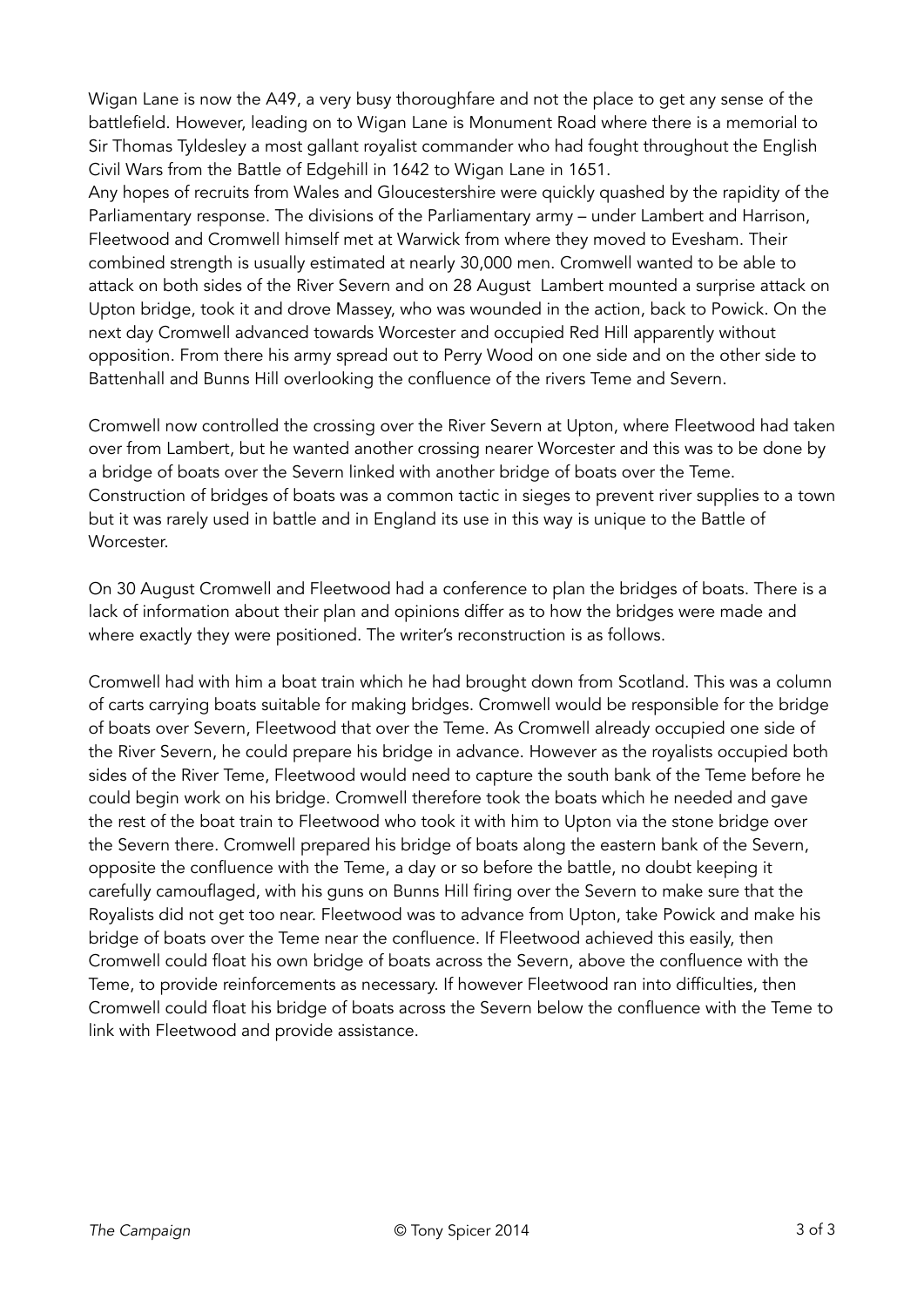Wigan Lane is now the A49, a very busy thoroughfare and not the place to get any sense of the battlefield. However, leading on to Wigan Lane is Monument Road where there is a memorial to Sir Thomas Tyldesley a most gallant royalist commander who had fought throughout the English Civil Wars from the Battle of Edgehill in 1642 to Wigan Lane in 1651.

Any hopes of recruits from Wales and Gloucestershire were quickly quashed by the rapidity of the Parliamentary response. The divisions of the Parliamentary army – under Lambert and Harrison, Fleetwood and Cromwell himself met at Warwick from where they moved to Evesham. Their combined strength is usually estimated at nearly 30,000 men. Cromwell wanted to be able to attack on both sides of the River Severn and on 28 August Lambert mounted a surprise attack on Upton bridge, took it and drove Massey, who was wounded in the action, back to Powick. On the next day Cromwell advanced towards Worcester and occupied Red Hill apparently without opposition. From there his army spread out to Perry Wood on one side and on the other side to Battenhall and Bunns Hill overlooking the confluence of the rivers Teme and Severn.

Cromwell now controlled the crossing over the River Severn at Upton, where Fleetwood had taken over from Lambert, but he wanted another crossing nearer Worcester and this was to be done by a bridge of boats over the Severn linked with another bridge of boats over the Teme. Construction of bridges of boats was a common tactic in sieges to prevent river supplies to a town but it was rarely used in battle and in England its use in this way is unique to the Battle of Worcester.

On 30 August Cromwell and Fleetwood had a conference to plan the bridges of boats. There is a lack of information about their plan and opinions differ as to how the bridges were made and where exactly they were positioned. The writer's reconstruction is as follows.

Cromwell had with him a boat train which he had brought down from Scotland. This was a column of carts carrying boats suitable for making bridges. Cromwell would be responsible for the bridge of boats over Severn, Fleetwood that over the Teme. As Cromwell already occupied one side of the River Severn, he could prepare his bridge in advance. However as the royalists occupied both sides of the River Teme, Fleetwood would need to capture the south bank of the Teme before he could begin work on his bridge. Cromwell therefore took the boats which he needed and gave the rest of the boat train to Fleetwood who took it with him to Upton via the stone bridge over the Severn there. Cromwell prepared his bridge of boats along the eastern bank of the Severn, opposite the confluence with the Teme, a day or so before the battle, no doubt keeping it carefully camouflaged, with his guns on Bunns Hill firing over the Severn to make sure that the Royalists did not get too near. Fleetwood was to advance from Upton, take Powick and make his bridge of boats over the Teme near the confluence. If Fleetwood achieved this easily, then Cromwell could float his own bridge of boats across the Severn, above the confluence with the Teme, to provide reinforcements as necessary. If however Fleetwood ran into difficulties, then Cromwell could float his bridge of boats across the Severn below the confluence with the Teme to link with Fleetwood and provide assistance.